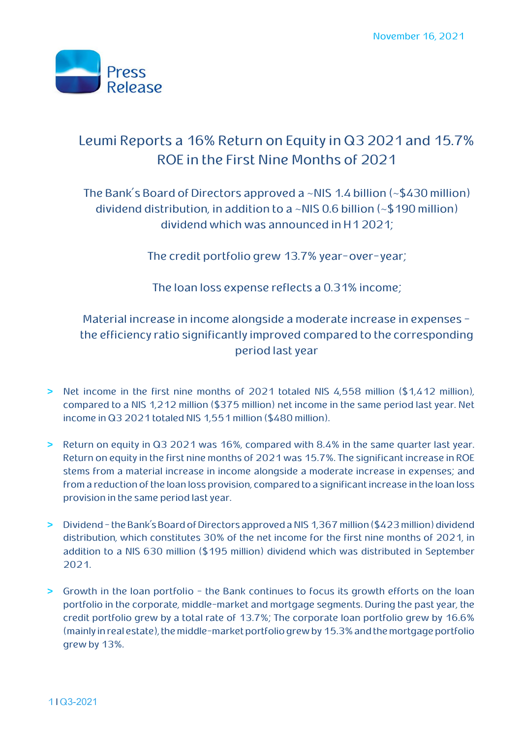November 16, 2021

Press Release

# Leumi Reports a 16% Return on Equity in Q3 2021 and 15.7% ROE in the First Nine Months of 2021

The Bank's Board of Directors approved a ~NIS 1.4 billion (~$430 million) dividend distribution, in addition to a ~NIS 0.6 billion (~$190 million) dividend which was announced in H1 2021;

The credit portfolio grew 13.7% year-over-year;

The loan loss expense reflects a 0.31% income;

Material increase in income alongside a moderate increase in expenses - the efficiency ratio significantly improved compared to the corresponding period last year

> Net income in the first nine months of 2021 totaled NIS 4,558 million ($1,412 million), compared to a NIS 1,212 million ($375 million) net income in the same period last year. Net income in Q3 2021 totaled NIS 1,551 million ($480 million).

> Return on equity in Q3 2021 was 16%, compared with 8.4% in the same quarter last year. Return on equity in the first nine months of 2021 was 15.7%. The significant increase in ROE stems from a material increase in income alongside a moderate increase in expenses; and from a reduction of the loan loss provision, compared to a significant increase in the loan loss provision in the same period last year.

> Dividend - the Bank's Board of Directors approved a NIS 1,367 million ($423 million) dividend distribution, which constitutes 30% of the net income for the first nine months of 2021, in addition to a NIS 630 million ($195 million) dividend which was distributed in September 2021.

> Growth in the loan portfolio - the Bank continues to focus its growth efforts on the loan portfolio in the corporate, middle-market and mortgage segments. During the past year, the credit portfolio grew by a total rate of 13.7%; The corporate loan portfolio grew by 16.6% (mainly in real estate), the middle-market portfolio grew by 15.3% and the mortgage portfolio grew by 13%.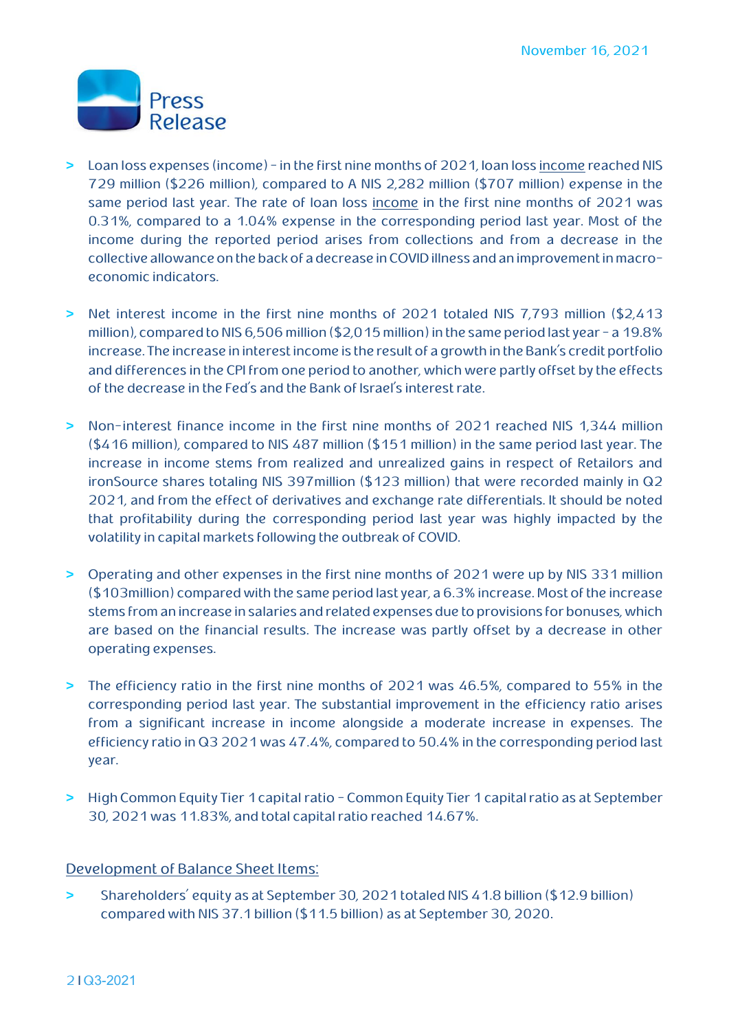- Loan loss expenses (income) - in the first nine months of 2021, loan loss income reached NIS 729 million ($226 million), compared to A NIS 2,282 million ($707 million) expense in the same period last year. The rate of loan loss income in the first nine months of 2021 was 0.31%, compared to a 1.04% expense in the corresponding period last year. Most of the income during the reported period arises from collections and from a decrease in the collective allowance on the back of a decrease in COVID illness and an improvement in macro-economic indicators.

- Net interest income in the first nine months of 2021 totaled NIS 7,793 million ($2,413 million), compared to NIS 6,506 million ($2,015 million) in the same period last year - a 19.8% increase. The increase in interest income is the result of a growth in the Bank's credit portfolio and differences in the CPI from one period to another, which were partly offset by the effects of the decrease in the Fed's and the Bank of Israel's interest rate.

- Non-interest finance income in the first nine months of 2021 reached NIS 1,344 million ($416 million), compared to NIS 487 million ($151 million) in the same period last year. The increase in income stems from realized and unrealized gains in respect of Retailors and ironSource shares totaling NIS 397million ($123 million) that were recorded mainly in Q2 2021, and from the effect of derivatives and exchange rate differentials. It should be noted that profitability during the corresponding period last year was highly impacted by the volatility in capital markets following the outbreak of COVID.

- Operating and other expenses in the first nine months of 2021 were up by NIS 331 million ($103million) compared with the same period last year, a 6.3% increase. Most of the increase stems from an increase in salaries and related expenses due to provisions for bonuses, which are based on the financial results. The increase was partly offset by a decrease in other operating expenses.

- The efficiency ratio in the first nine months of 2021 was 46.5%, compared to 55% in the corresponding period last year. The substantial improvement in the efficiency ratio arises from a significant increase in income alongside a moderate increase in expenses. The efficiency ratio in Q3 2021 was 47.4%, compared to 50.4% in the corresponding period last year.

- High Common Equity Tier 1 capital ratio - Common Equity Tier 1 capital ratio as at September 30, 2021 was 11.83%, and total capital ratio reached 14.67%.

## Development of Balance Sheet Items:

- Shareholders' equity as at September 30, 2021 totaled NIS 41.8 billion ($12.9 billion) compared with NIS 37.1 billion ($11.5 billion) as at September 30, 2020.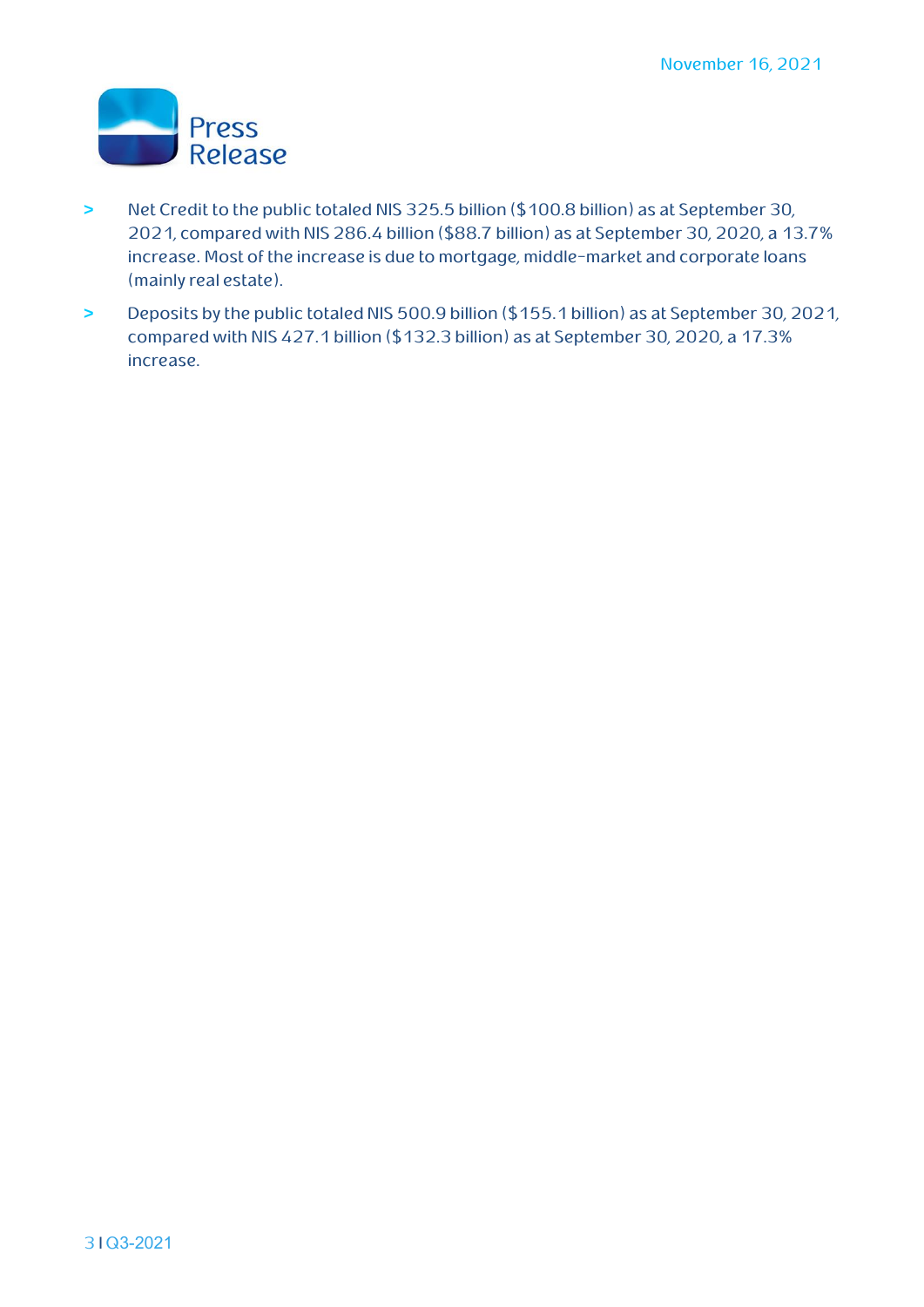- Net Credit to the public totaled NIS 325.5 billion ($100.8 billion) as at September 30, 2021, compared with NIS 286.4 billion ($88.7 billion) as at September 30, 2020, a 13.7% increase. Most of the increase is due to mortgage, middle-market and corporate loans (mainly real estate).
- Deposits by the public totaled NIS 500.9 billion ($155.1 billion) as at September 30, 2021, compared with NIS 427.1 billion ($132.3 billion) as at September 30, 2020, a 17.3% increase.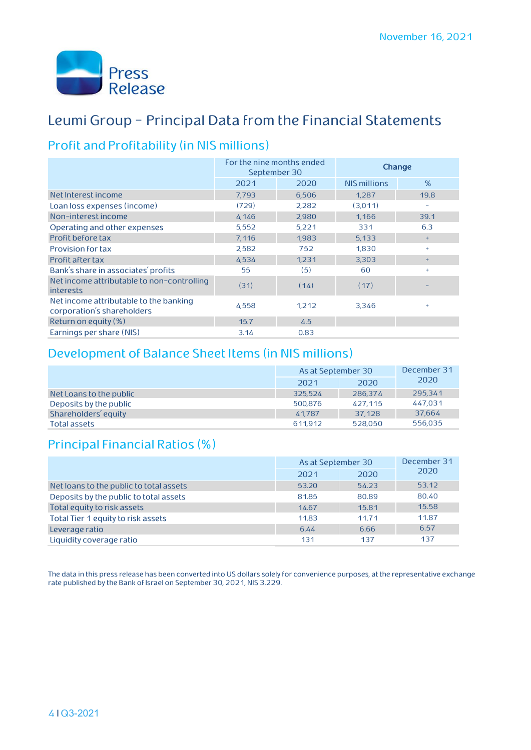November 16, 2021

Press Release

# Leumi Group – Principal Data from the Financial Statements

## Profit and Profitability (in NIS millions)

| | For the nine months ended September 30 | | Change | |
|---|---|---|---|---|
| | 2021 | 2020 | NIS millions | % |
| Net Interest income | 7,793 | 6,506 | 1,287 | 19.8 |
| Loan loss expenses (income) | (729) | 2,282 | (3,011) | - |
| Non-interest income | 4,146 | 2,980 | 1,166 | 39.1 |
| Operating and other expenses | 5,552 | 5,221 | 331 | 6.3 |
| Profit before tax | 7,116 | 1,983 | 5,133 | + |
| Provision for tax | 2,582 | 752 | 1,830 | + |
| Profit after tax | 4,534 | 1,231 | 3,303 | + |
| Bank's share in associates' profits | 55 | (5) | 60 | + |
| Net income attributable to non-controlling interests | (31) | (14) | (17) | - |
| Net income attributable to the banking corporation's shareholders | 4,558 | 1,212 | 3,346 | + |
| Return on equity (%) | 15.7 | 4.5 | | |
| Earnings per share (NIS) | 3.14 | 0.83 | | |

## Development of Balance Sheet Items (in NIS millions)

| | As at September 30 | | December 31 |
|---|---|---|---|
| | 2021 | 2020 | 2020 |
| Net Loans to the public | 325,524 | 286,374 | 295,341 |
| Deposits by the public | 500,876 | 427,115 | 447,031 |
| Shareholders' equity | 41,787 | 37,128 | 37,664 |
| Total assets | 611,912 | 528,050 | 556,035 |

## Principal Financial Ratios (%)

| | As at September 30 | | December 31 |
|---|---|---|---|
| | 2021 | 2020 | 2020 |
| Net loans to the public to total assets | 53.20 | 54.23 | 53.12 |
| Deposits by the public to total assets | 81.85 | 80.89 | 80.40 |
| Total equity to risk assets | 14.67 | 15.81 | 15.58 |
| Total Tier 1 equity to risk assets | 11.83 | 11.71 | 11.87 |
| Leverage ratio | 6.44 | 6.66 | 6.57 |
| Liquidity coverage ratio | 131 | 137 | 137 |

The data in this press release has been converted into US dollars solely for convenience purposes, at the representative exchange rate published by the Bank of Israel on September 30, 2021, NIS 3.229.